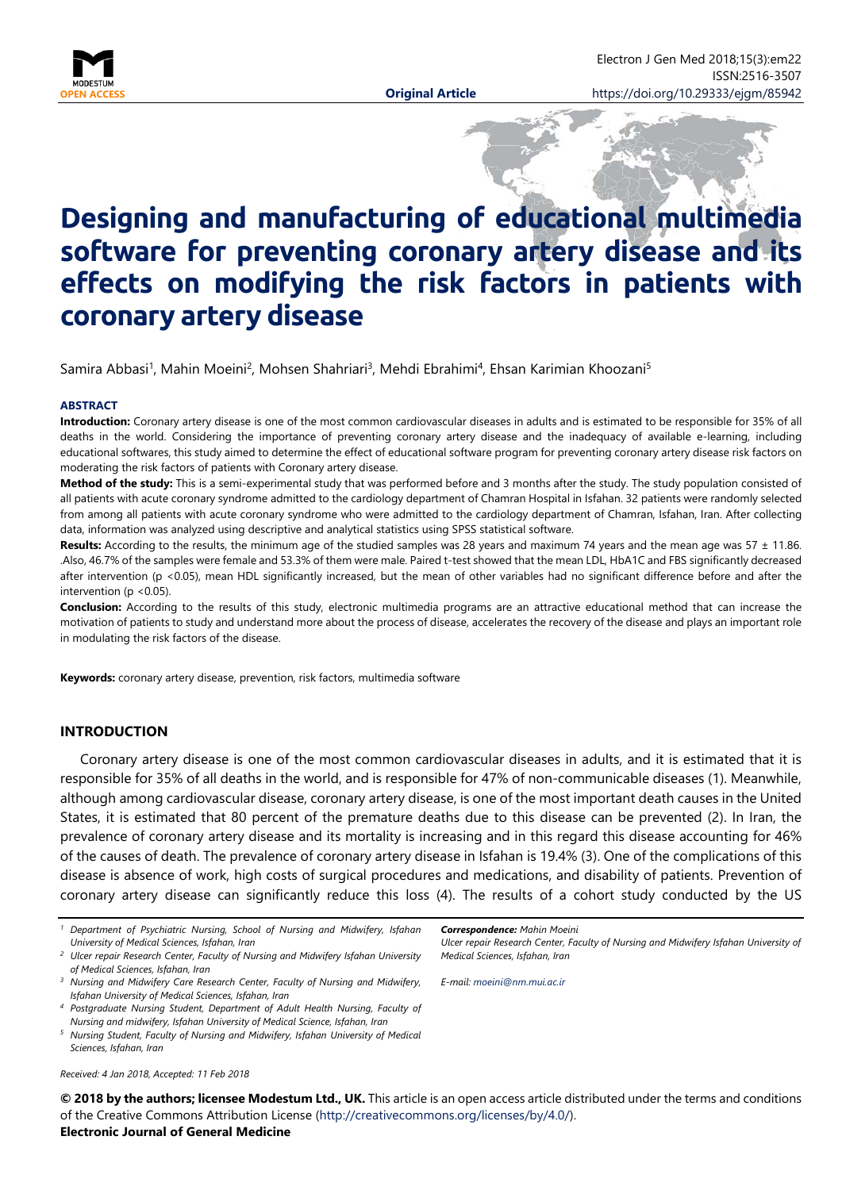Original Article

# Designing and manufacturing of educational multimedia software for preventing coronary artery disease and its effects on modifying the risk factors in patients with coronary artery disease

Samira Abbasi[1], Mahin Moeini[2], Mohsen Shahriari[3], Mehdi Ebrahimi[4], Ehsan Karimian Khoozani[5]

### ABSTRACT

**Introduction:** Coronary artery disease is one of the most common cardiovascular diseases in adults and is estimated to be responsible for 35% of all deaths in the world. Considering the importance of preventing coronary artery disease and the inadequacy of available e-learning, including educational softwares, this study aimed to determine the effect of educational software program for preventing coronary artery disease risk factors on moderating the risk factors of patients with Coronary artery disease.

**Method of the study:** This is a semi-experimental study that was performed before and 3 months after the study. The study population consisted of all patients with acute coronary syndrome admitted to the cardiology department of Chamran Hospital in Isfahan. 32 patients were randomly selected from among all patients with acute coronary syndrome who were admitted to the cardiology department of Chamran, Isfahan, Iran. After collecting data, information was analyzed using descriptive and analytical statistics using SPSS statistical software.

**Results:** According to the results, the minimum age of the studied samples was 28 years and maximum 74 years and the mean age was 57 ± 11.86. .Also, 46.7% of the samples were female and 53.3% of them were male. Paired t-test showed that the mean LDL, HbA1C and FBS significantly decreased after intervention ($p < 0.05$), mean HDL significantly increased, but the mean of other variables had no significant difference before and after the intervention ($p < 0.05$).

**Conclusion:** According to the results of this study, electronic multimedia programs are an attractive educational method that can increase the motivation of patients to study and understand more about the process of disease, accelerates the recovery of the disease and plays an important role in modulating the risk factors of the disease.

**Keywords:** coronary artery disease, prevention, risk factors, multimedia software

## INTRODUCTION

Coronary artery disease is one of the most common cardiovascular diseases in adults, and it is estimated that it is responsible for 35% of all deaths in the world, and is responsible for 47% of non-communicable diseases (1). Meanwhile, although among cardiovascular disease, coronary artery disease, is one of the most important death causes in the United States, it is estimated that 80 percent of the premature deaths due to this disease can be prevented (2). In Iran, the prevalence of coronary artery disease and its mortality is increasing and in this regard this disease accounting for 46% of the causes of death. The prevalence of coronary artery disease in Isfahan is 19.4% (3). One of the complications of this disease is absence of work, high costs of surgical procedures and medications, and disability of patients. Prevention of coronary artery disease can significantly reduce this loss (4). The results of a cohort study conducted by the US

[1] *Department of Psychiatric Nursing, School of Nursing and Midwifery, Isfahan University of Medical Sciences, Isfahan, Iran*
[2] *Ulcer repair Research Center, Faculty of Nursing and Midwifery Isfahan University of Medical Sciences, Isfahan, Iran*
[3] *Nursing and Midwifery Care Research Center, Faculty of Nursing and Midwifery, Isfahan University of Medical Sciences, Isfahan, Iran*
[4] *Postgraduate Nursing Student, Department of Adult Health Nursing, Faculty of Nursing and midwifery, Isfahan University of Medical Science, Isfahan, Iran*
[5] *Nursing Student, Faculty of Nursing and Midwifery, Isfahan University of Medical Sciences, Isfahan, Iran*

***Correspondence:** Mahin Moeini*
*Ulcer repair Research Center, Faculty of Nursing and Midwifery Isfahan University of Medical Sciences, Isfahan, Iran*

*E-mail: moeini@nm.mui.ac.ir*

*Received: 4 Jan 2018, Accepted: 11 Feb 2018*

**© 2018 by the authors; licensee Modestum Ltd., UK.** This article is an open access article distributed under the terms and conditions of the Creative Commons Attribution License (http://creativecommons.org/licenses/by/4.0/).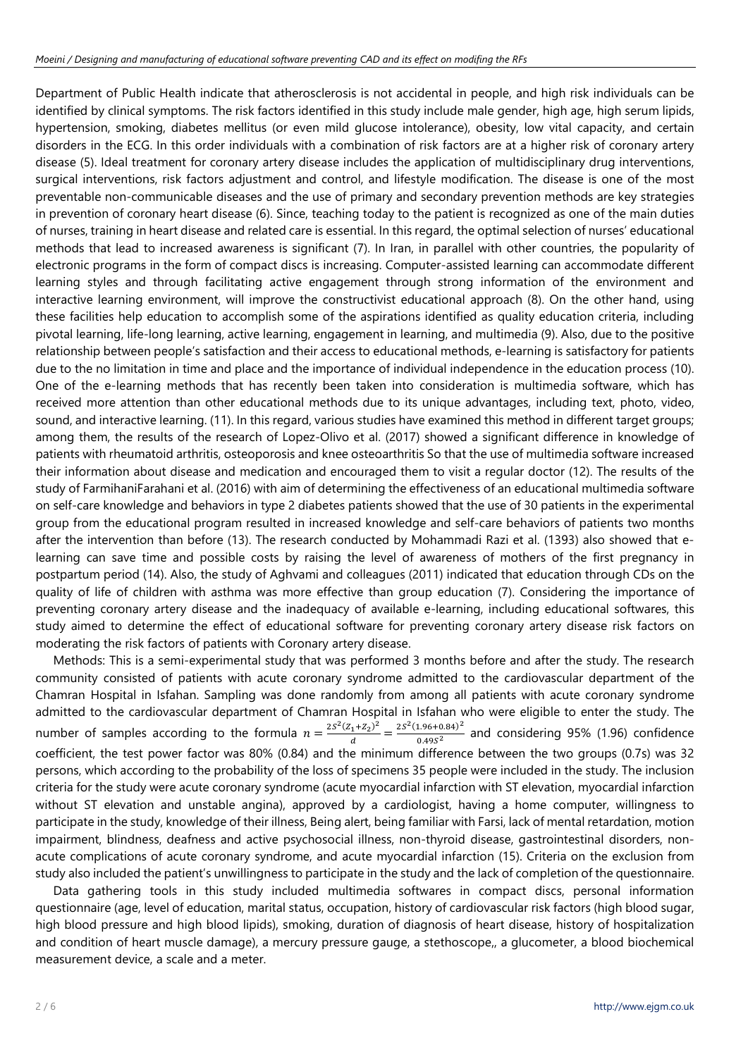Department of Public Health indicate that atherosclerosis is not accidental in people, and high risk individuals can be identified by clinical symptoms. The risk factors identified in this study include male gender, high age, high serum lipids, hypertension, smoking, diabetes mellitus (or even mild glucose intolerance), obesity, low vital capacity, and certain disorders in the ECG. In this order individuals with a combination of risk factors are at a higher risk of coronary artery disease (5). Ideal treatment for coronary artery disease includes the application of multidisciplinary drug interventions, surgical interventions, risk factors adjustment and control, and lifestyle modification. The disease is one of the most preventable non-communicable diseases and the use of primary and secondary prevention methods are key strategies in prevention of coronary heart disease (6). Since, teaching today to the patient is recognized as one of the main duties of nurses, training in heart disease and related care is essential. In this regard, the optimal selection of nurses' educational methods that lead to increased awareness is significant (7). In Iran, in parallel with other countries, the popularity of electronic programs in the form of compact discs is increasing. Computer-assisted learning can accommodate different learning styles and through facilitating active engagement through strong information of the environment and interactive learning environment, will improve the constructivist educational approach (8). On the other hand, using these facilities help education to accomplish some of the aspirations identified as quality education criteria, including pivotal learning, life-long learning, active learning, engagement in learning, and multimedia (9). Also, due to the positive relationship between people's satisfaction and their access to educational methods, e-learning is satisfactory for patients due to the no limitation in time and place and the importance of individual independence in the education process (10). One of the e-learning methods that has recently been taken into consideration is multimedia software, which has received more attention than other educational methods due to its unique advantages, including text, photo, video, sound, and interactive learning. (11). In this regard, various studies have examined this method in different target groups; among them, the results of the research of Lopez-Olivo et al. (2017) showed a significant difference in knowledge of patients with rheumatoid arthritis, osteoporosis and knee osteoarthritis So that the use of multimedia software increased their information about disease and medication and encouraged them to visit a regular doctor (12). The results of the study of FarmihaniFarahani et al. (2016) with aim of determining the effectiveness of an educational multimedia software on self-care knowledge and behaviors in type 2 diabetes patients showed that the use of 30 patients in the experimental group from the educational program resulted in increased knowledge and self-care behaviors of patients two months after the intervention than before (13). The research conducted by Mohammadi Razi et al. (1393) also showed that e-learning can save time and possible costs by raising the level of awareness of mothers of the first pregnancy in postpartum period (14). Also, the study of Aghvami and colleagues (2011) indicated that education through CDs on the quality of life of children with asthma was more effective than group education (7). Considering the importance of preventing coronary artery disease and the inadequacy of available e-learning, including educational softwares, this study aimed to determine the effect of educational software for preventing coronary artery disease risk factors on moderating the risk factors of patients with Coronary artery disease.

Methods: This is a semi-experimental study that was performed 3 months before and after the study. The research community consisted of patients with acute coronary syndrome admitted to the cardiovascular department of the Chamran Hospital in Isfahan. Sampling was done randomly from among all patients with acute coronary syndrome admitted to the cardiovascular department of Chamran Hospital in Isfahan who were eligible to enter the study. The number of samples according to the formula $n = \frac{2S^2(Z_1+Z_2)^2}{d} = \frac{2S^2(1.96+0.84)^2}{0.49S^2}$ and considering 95% (1.96) confidence coefficient, the test power factor was 80% (0.84) and the minimum difference between the two groups (0.7s) was 32 persons, which according to the probability of the loss of specimens 35 people were included in the study. The inclusion criteria for the study were acute coronary syndrome (acute myocardial infarction with ST elevation, myocardial infarction without ST elevation and unstable angina), approved by a cardiologist, having a home computer, willingness to participate in the study, knowledge of their illness, Being alert, being familiar with Farsi, lack of mental retardation, motion impairment, blindness, deafness and active psychosocial illness, non-thyroid disease, gastrointestinal disorders, non-acute complications of acute coronary syndrome, and acute myocardial infarction (15). Criteria on the exclusion from study also included the patient's unwillingness to participate in the study and the lack of completion of the questionnaire.

Data gathering tools in this study included multimedia softwares in compact discs, personal information questionnaire (age, level of education, marital status, occupation, history of cardiovascular risk factors (high blood sugar, high blood pressure and high blood lipids), smoking, duration of diagnosis of heart disease, history of hospitalization and condition of heart muscle damage), a mercury pressure gauge, a stethoscope,, a glucometer, a blood biochemical measurement device, a scale and a meter.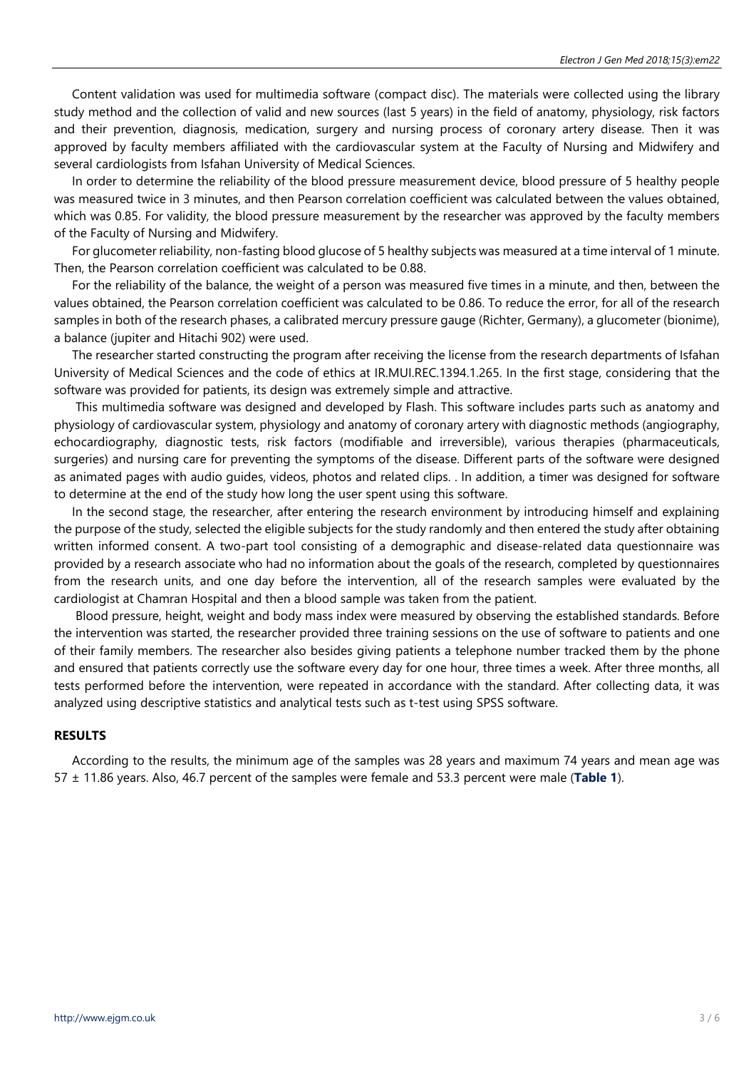Content validation was used for multimedia software (compact disc). The materials were collected using the library study method and the collection of valid and new sources (last 5 years) in the field of anatomy, physiology, risk factors and their prevention, diagnosis, medication, surgery and nursing process of coronary artery disease. Then it was approved by faculty members affiliated with the cardiovascular system at the Faculty of Nursing and Midwifery and several cardiologists from Isfahan University of Medical Sciences.

In order to determine the reliability of the blood pressure measurement device, blood pressure of 5 healthy people was measured twice in 3 minutes, and then Pearson correlation coefficient was calculated between the values obtained, which was 0.85. For validity, the blood pressure measurement by the researcher was approved by the faculty members of the Faculty of Nursing and Midwifery.

For glucometer reliability, non-fasting blood glucose of 5 healthy subjects was measured at a time interval of 1 minute. Then, the Pearson correlation coefficient was calculated to be 0.88.

For the reliability of the balance, the weight of a person was measured five times in a minute, and then, between the values obtained, the Pearson correlation coefficient was calculated to be 0.86. To reduce the error, for all of the research samples in both of the research phases, a calibrated mercury pressure gauge (Richter, Germany), a glucometer (bionime), a balance (jupiter and Hitachi 902) were used.

The researcher started constructing the program after receiving the license from the research departments of Isfahan University of Medical Sciences and the code of ethics at IR.MUI.REC.1394.1.265. In the first stage, considering that the software was provided for patients, its design was extremely simple and attractive.

This multimedia software was designed and developed by Flash. This software includes parts such as anatomy and physiology of cardiovascular system, physiology and anatomy of coronary artery with diagnostic methods (angiography, echocardiography, diagnostic tests, risk factors (modifiable and irreversible), various therapies (pharmaceuticals, surgeries) and nursing care for preventing the symptoms of the disease. Different parts of the software were designed as animated pages with audio guides, videos, photos and related clips. . In addition, a timer was designed for software to determine at the end of the study how long the user spent using this software.

In the second stage, the researcher, after entering the research environment by introducing himself and explaining the purpose of the study, selected the eligible subjects for the study randomly and then entered the study after obtaining written informed consent. A two-part tool consisting of a demographic and disease-related data questionnaire was provided by a research associate who had no information about the goals of the research, completed by questionnaires from the research units, and one day before the intervention, all of the research samples were evaluated by the cardiologist at Chamran Hospital and then a blood sample was taken from the patient.

Blood pressure, height, weight and body mass index were measured by observing the established standards. Before the intervention was started, the researcher provided three training sessions on the use of software to patients and one of their family members. The researcher also besides giving patients a telephone number tracked them by the phone and ensured that patients correctly use the software every day for one hour, three times a week. After three months, all tests performed before the intervention, were repeated in accordance with the standard. After collecting data, it was analyzed using descriptive statistics and analytical tests such as t-test using SPSS software.

## RESULTS

According to the results, the minimum age of the samples was 28 years and maximum 74 years and mean age was 57 ± 11.86 years. Also, 46.7 percent of the samples were female and 53.3 percent were male (**Table 1**).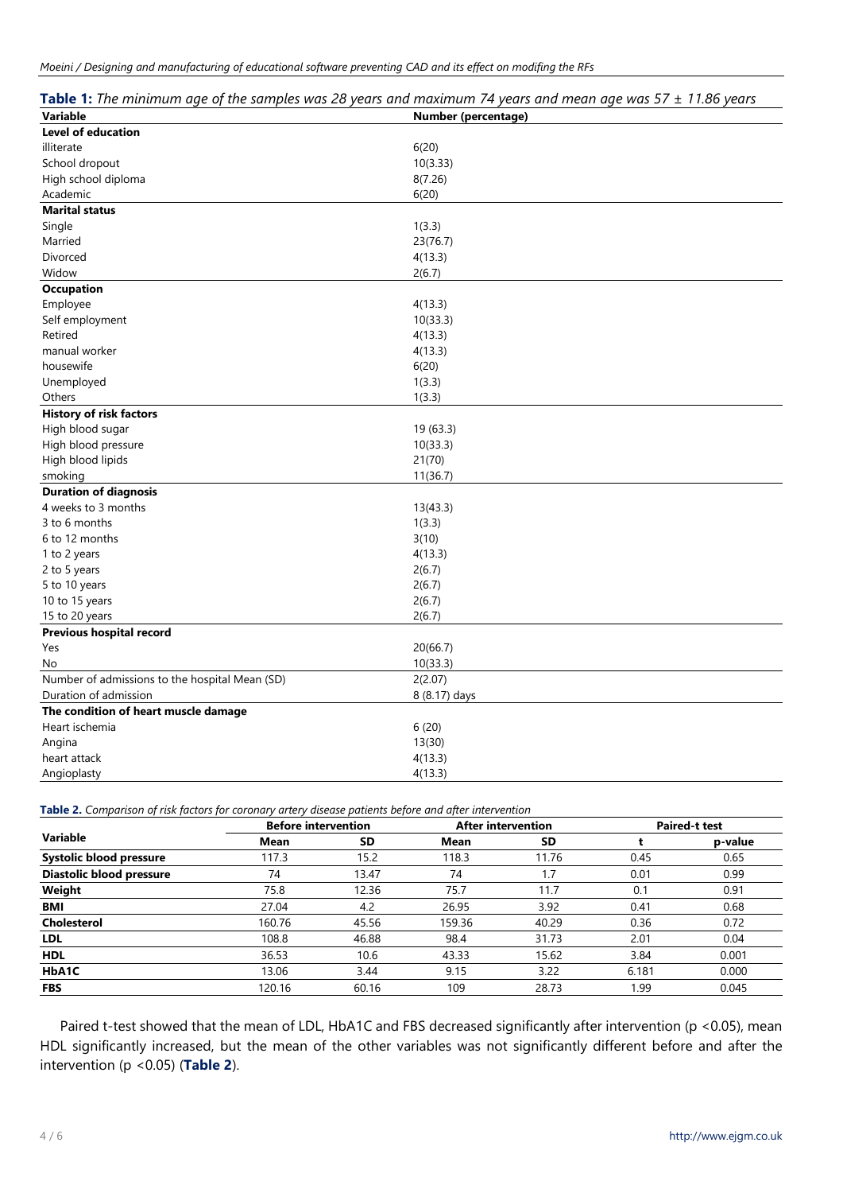**Table 1:** *The minimum age of the samples was 28 years and maximum 74 years and mean age was 57 ± 11.86 years*

| Variable | Number (percentage) |
|---|---|
| **Level of education** | |
| illiterate | 6(20) |
| School dropout | 10(3.33) |
| High school diploma | 8(7.26) |
| Academic | 6(20) |
| **Marital status** | |
| Single | 1(3.3) |
| Married | 23(76.7) |
| Divorced | 4(13.3) |
| Widow | 2(6.7) |
| **Occupation** | |
| Employee | 4(13.3) |
| Self employment | 10(33.3) |
| Retired | 4(13.3) |
| manual worker | 4(13.3) |
| housewife | 6(20) |
| Unemployed | 1(3.3) |
| Others | 1(3.3) |
| **History of risk factors** | |
| High blood sugar | 19 (63.3) |
| High blood pressure | 10(33.3) |
| High blood lipids | 21(70) |
| smoking | 11(36.7) |
| **Duration of diagnosis** | |
| 4 weeks to 3 months | 13(43.3) |
| 3 to 6 months | 1(3.3) |
| 6 to 12 months | 3(10) |
| 1 to 2 years | 4(13.3) |
| 2 to 5 years | 2(6.7) |
| 5 to 10 years | 2(6.7) |
| 10 to 15 years | 2(6.7) |
| 15 to 20 years | 2(6.7) |
| **Previous hospital record** | |
| Yes | 20(66.7) |
| No | 10(33.3) |
| Number of admissions to the hospital Mean (SD) | 2(2.07) |
| Duration of admission | 8 (8.17) days |
| **The condition of heart muscle damage** | |
| Heart ischemia | 6 (20) |
| Angina | 13(30) |
| heart attack | 4(13.3) |
| Angioplasty | 4(13.3) |

**Table 2.** *Comparison of risk factors for coronary artery disease patients before and after intervention*

| Variable | Before intervention | | After intervention | | Paired-t test | |
|---|---|---|---|---|---|---|
| | Mean | SD | Mean | SD | t | p-value |
| **Systolic blood pressure** | 117.3 | 15.2 | 118.3 | 11.76 | 0.45 | 0.65 |
| **Diastolic blood pressure** | 74 | 13.47 | 74 | 1.7 | 0.01 | 0.99 |
| **Weight** | 75.8 | 12.36 | 75.7 | 11.7 | 0.1 | 0.91 |
| **BMI** | 27.04 | 4.2 | 26.95 | 3.92 | 0.41 | 0.68 |
| **Cholesterol** | 160.76 | 45.56 | 159.36 | 40.29 | 0.36 | 0.72 |
| **LDL** | 108.8 | 46.88 | 98.4 | 31.73 | 2.01 | 0.04 |
| **HDL** | 36.53 | 10.6 | 43.33 | 15.62 | 3.84 | 0.001 |
| **HbA1C** | 13.06 | 3.44 | 9.15 | 3.22 | 6.181 | 0.000 |
| **FBS** | 120.16 | 60.16 | 109 | 28.73 | 1.99 | 0.045 |

Paired t-test showed that the mean of LDL, HbA1C and FBS decreased significantly after intervention ($p < 0.05$), mean HDL significantly increased, but the mean of the other variables was not significantly different before and after the intervention ($p < 0.05$) (**Table 2**).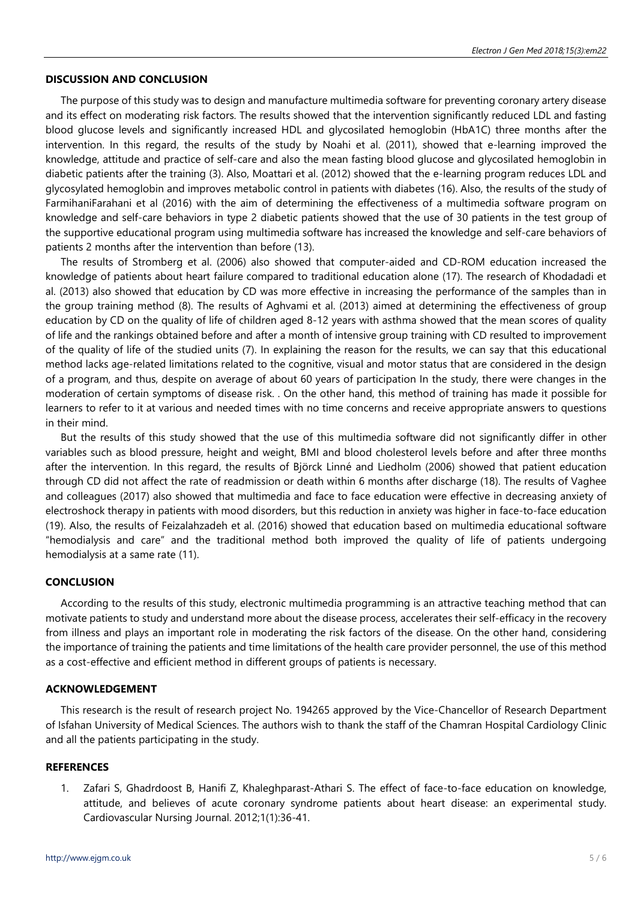## DISCUSSION AND CONCLUSION

The purpose of this study was to design and manufacture multimedia software for preventing coronary artery disease and its effect on moderating risk factors. The results showed that the intervention significantly reduced LDL and fasting blood glucose levels and significantly increased HDL and glycosilated hemoglobin (HbA1C) three months after the intervention. In this regard, the results of the study by Noahi et al. (2011), showed that e-learning improved the knowledge, attitude and practice of self-care and also the mean fasting blood glucose and glycosilated hemoglobin in diabetic patients after the training (3). Also, Moattari et al. (2012) showed that the e-learning program reduces LDL and glycosylated hemoglobin and improves metabolic control in patients with diabetes (16). Also, the results of the study of FarmihaniFarahani et al (2016) with the aim of determining the effectiveness of a multimedia software program on knowledge and self-care behaviors in type 2 diabetic patients showed that the use of 30 patients in the test group of the supportive educational program using multimedia software has increased the knowledge and self-care behaviors of patients 2 months after the intervention than before (13).

The results of Stromberg et al. (2006) also showed that computer-aided and CD-ROM education increased the knowledge of patients about heart failure compared to traditional education alone (17). The research of Khodadadi et al. (2013) also showed that education by CD was more effective in increasing the performance of the samples than in the group training method (8). The results of Aghvami et al. (2013) aimed at determining the effectiveness of group education by CD on the quality of life of children aged 8-12 years with asthma showed that the mean scores of quality of life and the rankings obtained before and after a month of intensive group training with CD resulted to improvement of the quality of life of the studied units (7). In explaining the reason for the results, we can say that this educational method lacks age-related limitations related to the cognitive, visual and motor status that are considered in the design of a program, and thus, despite on average of about 60 years of participation In the study, there were changes in the moderation of certain symptoms of disease risk. . On the other hand, this method of training has made it possible for learners to refer to it at various and needed times with no time concerns and receive appropriate answers to questions in their mind.

But the results of this study showed that the use of this multimedia software did not significantly differ in other variables such as blood pressure, height and weight, BMI and blood cholesterol levels before and after three months after the intervention. In this regard, the results of Björck Linné and Liedholm (2006) showed that patient education through CD did not affect the rate of readmission or death within 6 months after discharge (18). The results of Vaghee and colleagues (2017) also showed that multimedia and face to face education were effective in decreasing anxiety of electroshock therapy in patients with mood disorders, but this reduction in anxiety was higher in face-to-face education (19). Also, the results of Feizalahzadeh et al. (2016) showed that education based on multimedia educational software "hemodialysis and care" and the traditional method both improved the quality of life of patients undergoing hemodialysis at a same rate (11).

## CONCLUSION

According to the results of this study, electronic multimedia programming is an attractive teaching method that can motivate patients to study and understand more about the disease process, accelerates their self-efficacy in the recovery from illness and plays an important role in moderating the risk factors of the disease. On the other hand, considering the importance of training the patients and time limitations of the health care provider personnel, the use of this method as a cost-effective and efficient method in different groups of patients is necessary.

## ACKNOWLEDGEMENT

This research is the result of research project No. 194265 approved by the Vice-Chancellor of Research Department of Isfahan University of Medical Sciences. The authors wish to thank the staff of the Chamran Hospital Cardiology Clinic and all the patients participating in the study.

## REFERENCES

1. Zafari S, Ghadrdoost B, Hanifi Z, Khaleghparast-Athari S. The effect of face-to-face education on knowledge, attitude, and believes of acute coronary syndrome patients about heart disease: an experimental study. Cardiovascular Nursing Journal. 2012;1(1):36-41.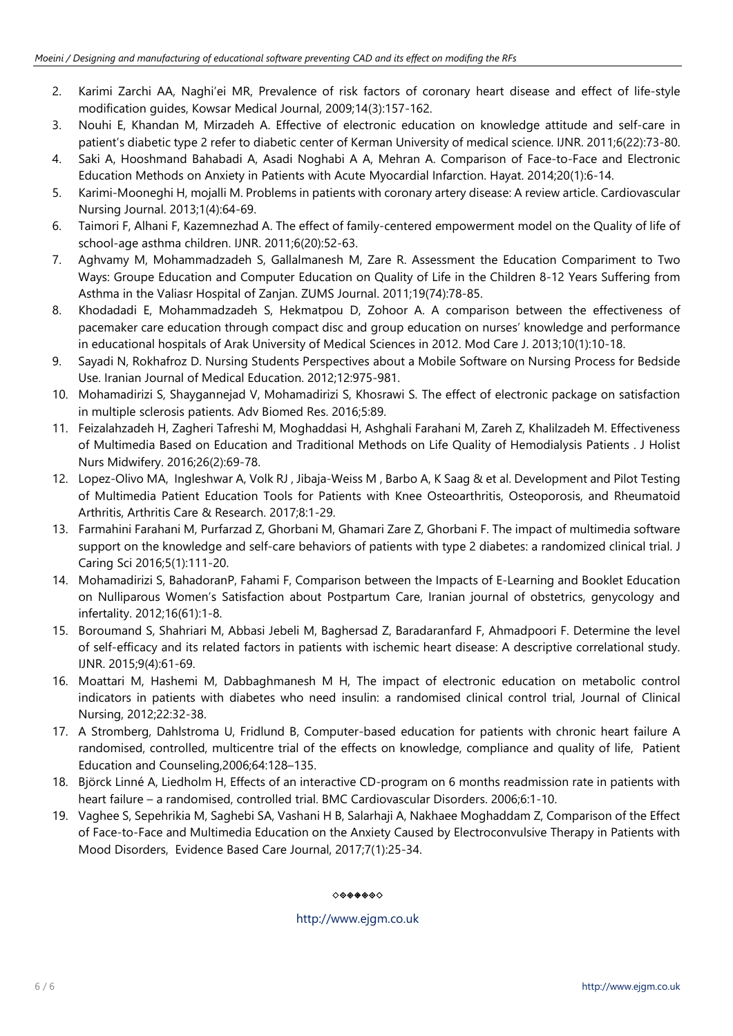2. Karimi Zarchi AA, Naghi'ei MR, Prevalence of risk factors of coronary heart disease and effect of life-style modification guides, Kowsar Medical Journal, 2009;14(3):157-162.
3. Nouhi E, Khandan M, Mirzadeh A. Effective of electronic education on knowledge attitude and self-care in patient's diabetic type 2 refer to diabetic center of Kerman University of medical science. IJNR. 2011;6(22):73-80.
4. Saki A, Hooshmand Bahabadi A, Asadi Noghabi A A, Mehran A. Comparison of Face-to-Face and Electronic Education Methods on Anxiety in Patients with Acute Myocardial Infarction. Hayat. 2014;20(1):6-14.
5. Karimi-Mooneghi H, mojalli M. Problems in patients with coronary artery disease: A review article. Cardiovascular Nursing Journal. 2013;1(4):64-69.
6. Taimori F, Alhani F, Kazemnezhad A. The effect of family-centered empowerment model on the Quality of life of school-age asthma children. IJNR. 2011;6(20):52-63.
7. Aghvamy M, Mohammadzadeh S, Gallalmanesh M, Zare R. Assessment the Education Compariment to Two Ways: Groupe Education and Computer Education on Quality of Life in the Children 8-12 Years Suffering from Asthma in the Valiasr Hospital of Zanjan. ZUMS Journal. 2011;19(74):78-85.
8. Khodadadi E, Mohammadzadeh S, Hekmatpou D, Zohoor A. A comparison between the effectiveness of pacemaker care education through compact disc and group education on nurses' knowledge and performance in educational hospitals of Arak University of Medical Sciences in 2012. Mod Care J. 2013;10(1):10-18.
9. Sayadi N, Rokhafroz D. Nursing Students Perspectives about a Mobile Software on Nursing Process for Bedside Use. Iranian Journal of Medical Education. 2012;12:975-981.
10. Mohamadirizi S, Shaygannejad V, Mohamadirizi S, Khosrawi S. The effect of electronic package on satisfaction in multiple sclerosis patients. Adv Biomed Res. 2016;5:89.
11. Feizalahzadeh H, Zagheri Tafreshi M, Moghaddasi H, Ashghali Farahani M, Zareh Z, Khalilzadeh M. Effectiveness of Multimedia Based on Education and Traditional Methods on Life Quality of Hemodialysis Patients . J Holist Nurs Midwifery. 2016;26(2):69-78.
12. Lopez-Olivo MA, Ingleshwar A, Volk RJ , Jibaja-Weiss M , Barbo A, K Saag & et al. Development and Pilot Testing of Multimedia Patient Education Tools for Patients with Knee Osteoarthritis, Osteoporosis, and Rheumatoid Arthritis, Arthritis Care & Research. 2017;8:1-29.
13. Farmahini Farahani M, Purfarzad Z, Ghorbani M, Ghamari Zare Z, Ghorbani F. The impact of multimedia software support on the knowledge and self-care behaviors of patients with type 2 diabetes: a randomized clinical trial. J Caring Sci 2016;5(1):111-20.
14. Mohamadirizi S, BahadoranP, Fahami F, Comparison between the Impacts of E-Learning and Booklet Education on Nulliparous Women's Satisfaction about Postpartum Care, Iranian journal of obstetrics, genycology and infertality. 2012;16(61):1-8.
15. Boroumand S, Shahriari M, Abbasi Jebeli M, Baghersad Z, Baradaranfard F, Ahmadpoori F. Determine the level of self-efficacy and its related factors in patients with ischemic heart disease: A descriptive correlational study. IJNR. 2015;9(4):61-69.
16. Moattari M, Hashemi M, Dabbaghmanesh M H, The impact of electronic education on metabolic control indicators in patients with diabetes who need insulin: a randomised clinical control trial, Journal of Clinical Nursing, 2012;22:32-38.
17. A Stromberg, Dahlstroma U, Fridlund B, Computer-based education for patients with chronic heart failure A randomised, controlled, multicentre trial of the effects on knowledge, compliance and quality of life, Patient Education and Counseling,2006;64:128–135.
18. Björck Linné A, Liedholm H, Effects of an interactive CD-program on 6 months readmission rate in patients with heart failure – a randomised, controlled trial. BMC Cardiovascular Disorders. 2006;6:1-10.
19. Vaghee S, Sepehrikia M, Saghebi SA, Vashani H B, Salarhaji A, Nakhaee Moghaddam Z, Comparison of the Effect of Face-to-Face and Multimedia Education on the Anxiety Caused by Electroconvulsive Therapy in Patients with Mood Disorders, Evidence Based Care Journal, 2017;7(1):25-34.

◇◈◈◈◈◈◇

http://www.ejgm.co.uk